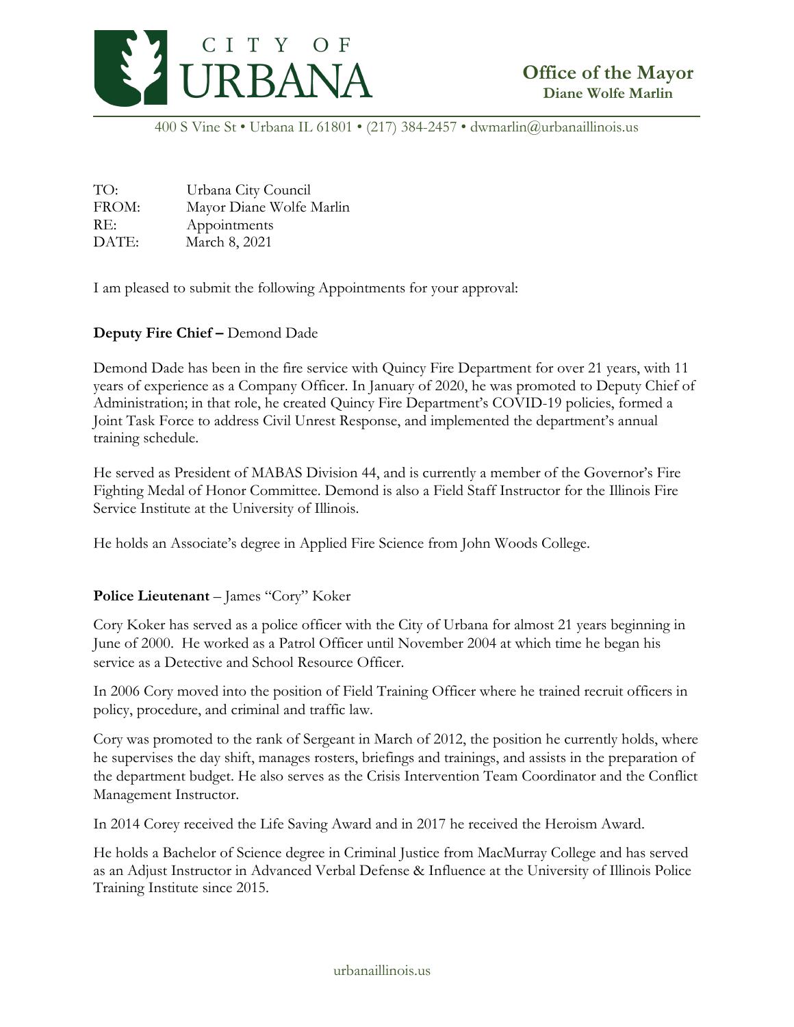CITY OF URBANA

**Office of the Mayor**
**Diane Wolfe Marlin**

400 S Vine St • Urbana IL 61801 • (217) 384-2457 • dwmarlin@urbanaillinois.us

TO: Urbana City Council
FROM: Mayor Diane Wolfe Marlin
RE: Appointments
DATE: March 8, 2021

I am pleased to submit the following Appointments for your approval:

**Deputy Fire Chief –** Demond Dade

Demond Dade has been in the fire service with Quincy Fire Department for over 21 years, with 11 years of experience as a Company Officer. In January of 2020, he was promoted to Deputy Chief of Administration; in that role, he created Quincy Fire Department's COVID-19 policies, formed a Joint Task Force to address Civil Unrest Response, and implemented the department's annual training schedule.

He served as President of MABAS Division 44, and is currently a member of the Governor's Fire Fighting Medal of Honor Committee. Demond is also a Field Staff Instructor for the Illinois Fire Service Institute at the University of Illinois.

He holds an Associate's degree in Applied Fire Science from John Woods College.

**Police Lieutenant** – James "Cory" Koker

Cory Koker has served as a police officer with the City of Urbana for almost 21 years beginning in June of 2000. He worked as a Patrol Officer until November 2004 at which time he began his service as a Detective and School Resource Officer.

In 2006 Cory moved into the position of Field Training Officer where he trained recruit officers in policy, procedure, and criminal and traffic law.

Cory was promoted to the rank of Sergeant in March of 2012, the position he currently holds, where he supervises the day shift, manages rosters, briefings and trainings, and assists in the preparation of the department budget. He also serves as the Crisis Intervention Team Coordinator and the Conflict Management Instructor.

In 2014 Corey received the Life Saving Award and in 2017 he received the Heroism Award.

He holds a Bachelor of Science degree in Criminal Justice from MacMurray College and has served as an Adjust Instructor in Advanced Verbal Defense & Influence at the University of Illinois Police Training Institute since 2015.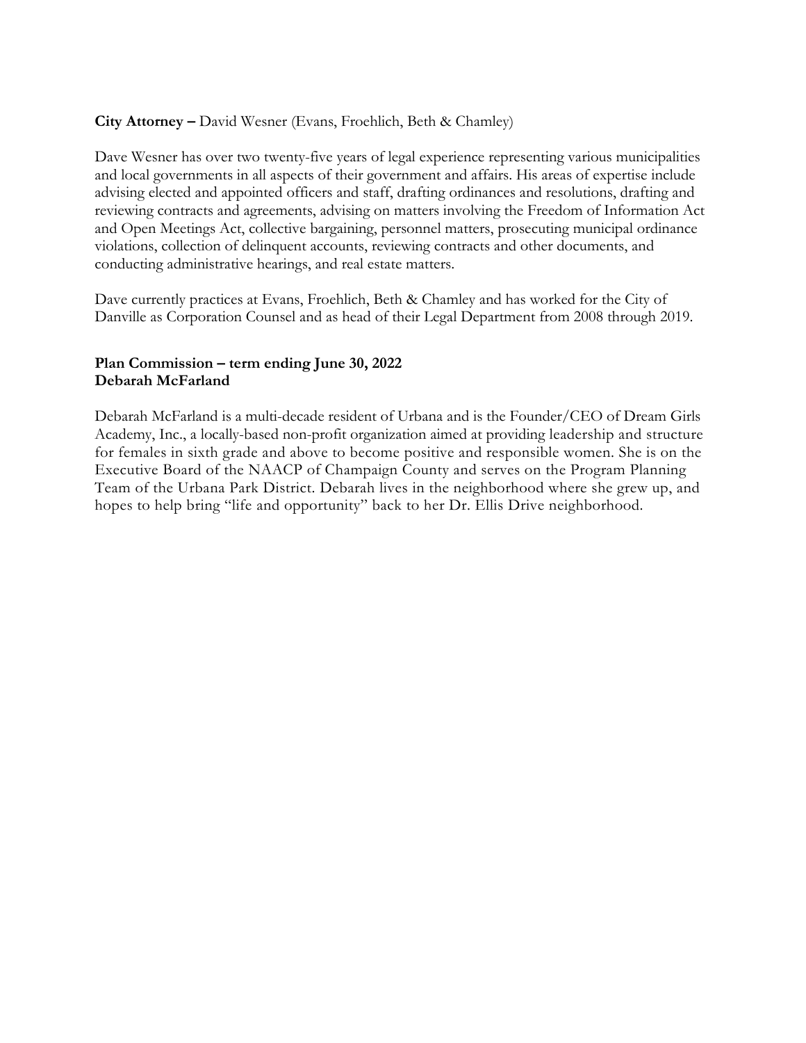**City Attorney –** David Wesner (Evans, Froehlich, Beth & Chamley)

Dave Wesner has over two twenty-five years of legal experience representing various municipalities and local governments in all aspects of their government and affairs. His areas of expertise include advising elected and appointed officers and staff, drafting ordinances and resolutions, drafting and reviewing contracts and agreements, advising on matters involving the Freedom of Information Act and Open Meetings Act, collective bargaining, personnel matters, prosecuting municipal ordinance violations, collection of delinquent accounts, reviewing contracts and other documents, and conducting administrative hearings, and real estate matters.

Dave currently practices at Evans, Froehlich, Beth & Chamley and has worked for the City of Danville as Corporation Counsel and as head of their Legal Department from 2008 through 2019.

**Plan Commission – term ending June 30, 2022**
**Debarah McFarland**

Debarah McFarland is a multi-decade resident of Urbana and is the Founder/CEO of Dream Girls Academy, Inc., a locally-based non-profit organization aimed at providing leadership and structure for females in sixth grade and above to become positive and responsible women. She is on the Executive Board of the NAACP of Champaign County and serves on the Program Planning Team of the Urbana Park District. Debarah lives in the neighborhood where she grew up, and hopes to help bring "life and opportunity" back to her Dr. Ellis Drive neighborhood.